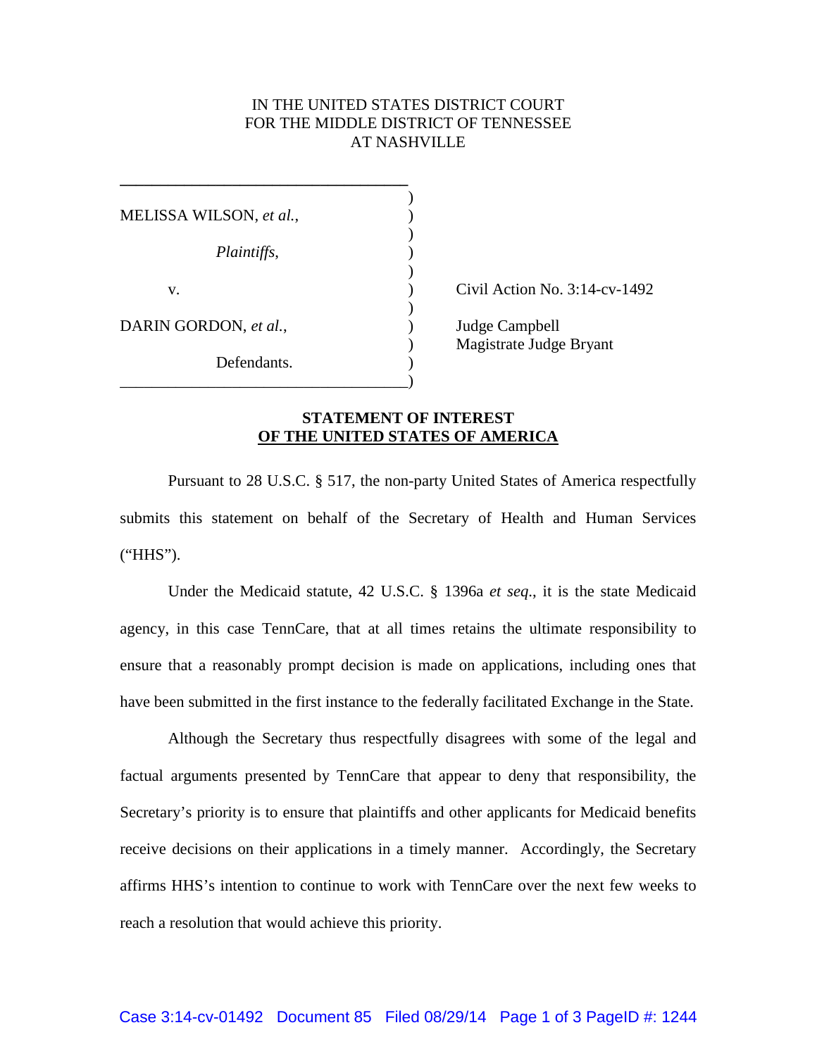IN THE UNITED STATES DISTRICT COURT
FOR THE MIDDLE DISTRICT OF TENNESSEE
AT NASHVILLE

MELISSA WILSON, *et al.*,

*Plaintiffs*,

v.

DARIN GORDON, *et al.*,

Defendants.

Civil Action No. 3:14-cv-1492

Judge Campbell
Magistrate Judge Bryant

**STATEMENT OF INTEREST**
**OF THE UNITED STATES OF AMERICA**

Pursuant to 28 U.S.C. § 517, the non-party United States of America respectfully submits this statement on behalf of the Secretary of Health and Human Services ("HHS").

Under the Medicaid statute, 42 U.S.C. § 1396a *et seq*., it is the state Medicaid agency, in this case TennCare, that at all times retains the ultimate responsibility to ensure that a reasonably prompt decision is made on applications, including ones that have been submitted in the first instance to the federally facilitated Exchange in the State.

Although the Secretary thus respectfully disagrees with some of the legal and factual arguments presented by TennCare that appear to deny that responsibility, the Secretary's priority is to ensure that plaintiffs and other applicants for Medicaid benefits receive decisions on their applications in a timely manner. Accordingly, the Secretary affirms HHS's intention to continue to work with TennCare over the next few weeks to reach a resolution that would achieve this priority.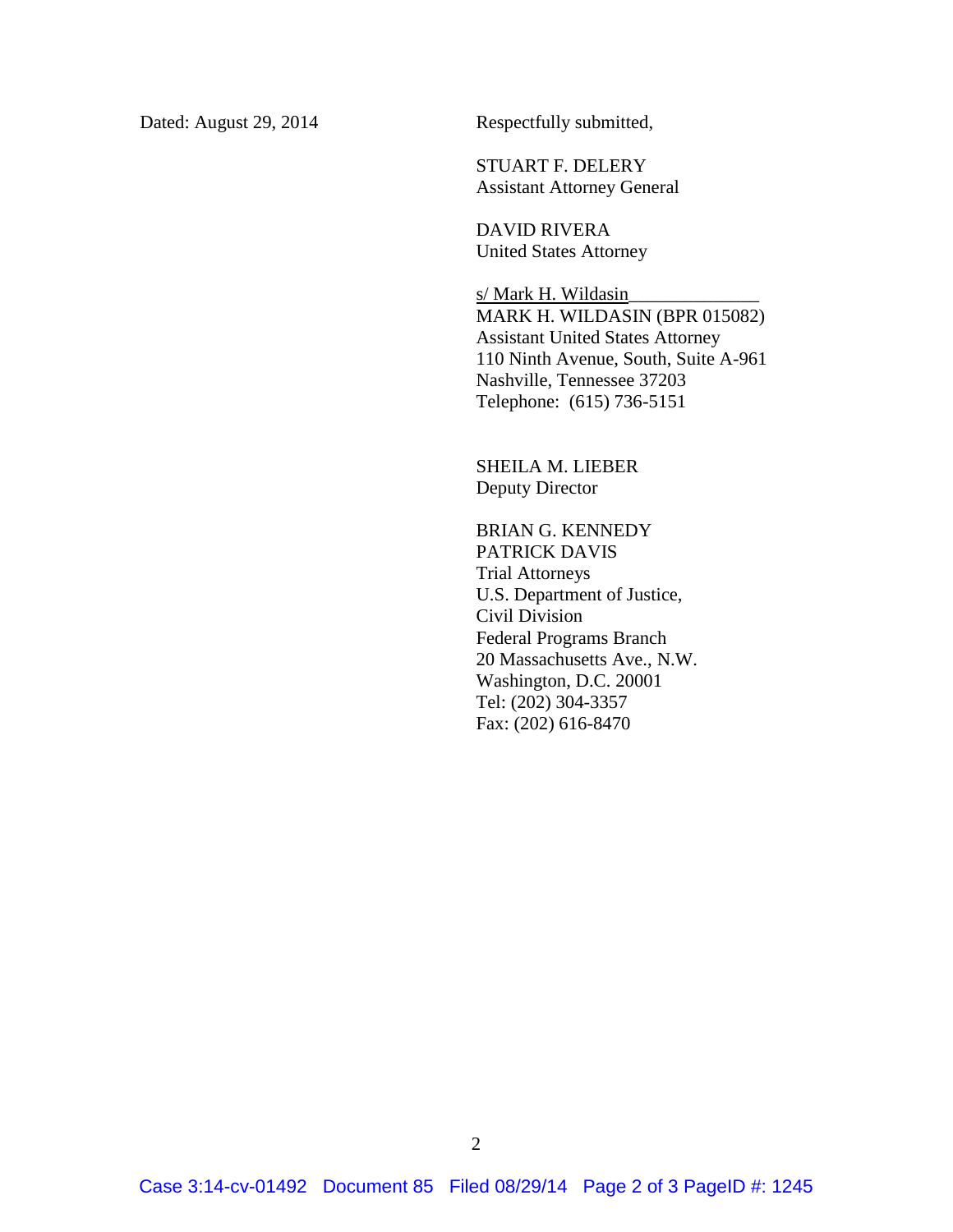Dated: August 29, 2014

Respectfully submitted,

STUART F. DELERY
Assistant Attorney General

DAVID RIVERA
United States Attorney

s/ Mark H. Wildasin
MARK H. WILDASIN (BPR 015082)
Assistant United States Attorney
110 Ninth Avenue, South, Suite A-961
Nashville, Tennessee 37203
Telephone: (615) 736-5151

SHEILA M. LIEBER
Deputy Director

BRIAN G. KENNEDY
PATRICK DAVIS
Trial Attorneys
U.S. Department of Justice,
Civil Division
Federal Programs Branch
20 Massachusetts Ave., N.W.
Washington, D.C. 20001
Tel: (202) 304-3357
Fax: (202) 616-8470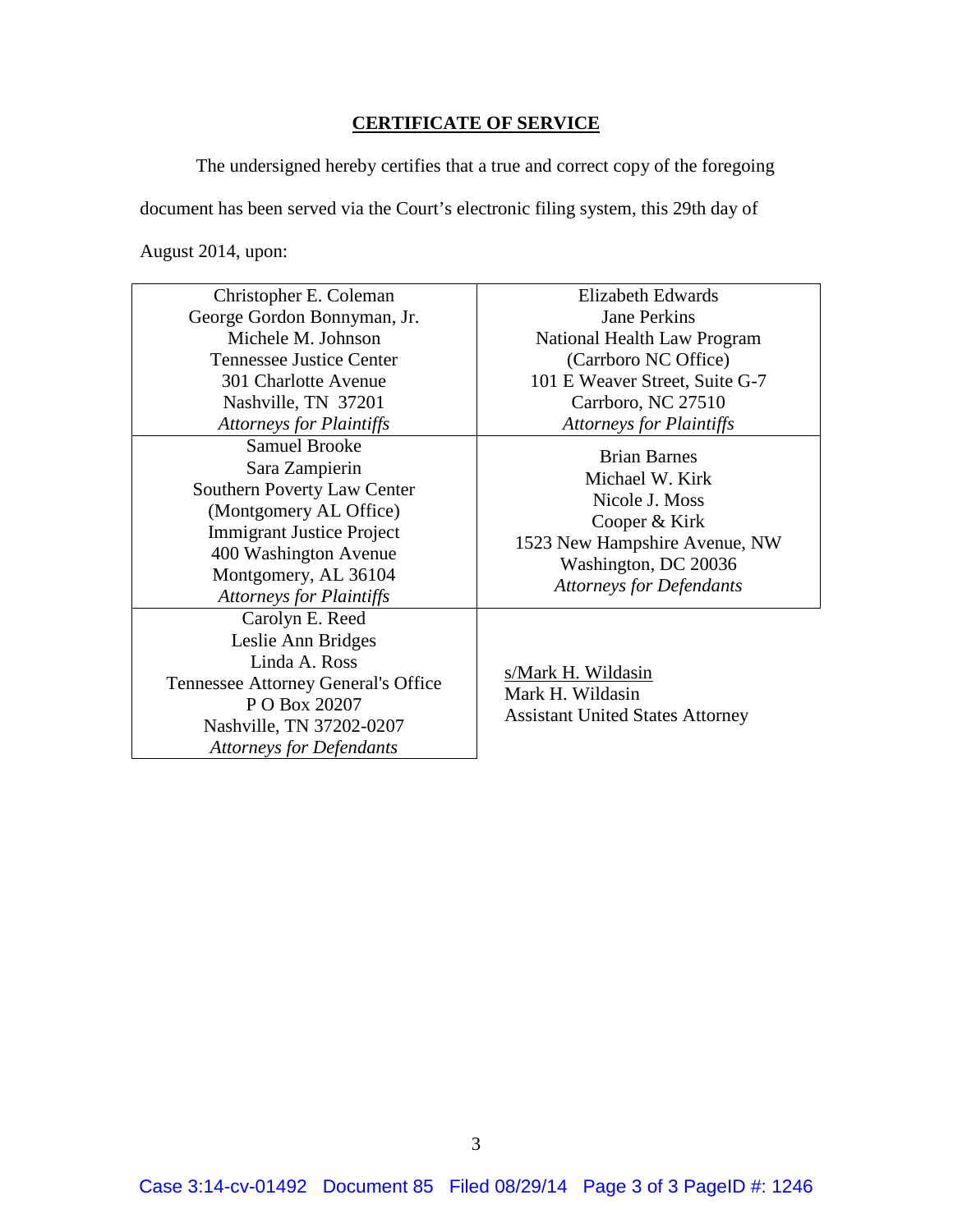## CERTIFICATE OF SERVICE

The undersigned hereby certifies that a true and correct copy of the foregoing document has been served via the Court's electronic filing system, this 29th day of August 2014, upon:

| | |
|---|---|
| Christopher E. Coleman<br>George Gordon Bonnyman, Jr.<br>Michele M. Johnson<br>Tennessee Justice Center<br>301 Charlotte Avenue<br>Nashville, TN 37201<br>*Attorneys for Plaintiffs* | Elizabeth Edwards<br>Jane Perkins<br>National Health Law Program<br>(Carrboro NC Office)<br>101 E Weaver Street, Suite G-7<br>Carrboro, NC 27510<br>*Attorneys for Plaintiffs* |
| Samuel Brooke<br>Sara Zampierin<br>Southern Poverty Law Center<br>(Montgomery AL Office)<br>Immigrant Justice Project<br>400 Washington Avenue<br>Montgomery, AL 36104<br>*Attorneys for Plaintiffs* | Brian Barnes<br>Michael W. Kirk<br>Nicole J. Moss<br>Cooper & Kirk<br>1523 New Hampshire Avenue, NW<br>Washington, DC 20036<br>*Attorneys for Defendants* |
| Carolyn E. Reed<br>Leslie Ann Bridges<br>Linda A. Ross<br>Tennessee Attorney General's Office<br>P O Box 20207<br>Nashville, TN 37202-0207<br>*Attorneys for Defendants* | |

s/Mark H. Wildasin
Mark H. Wildasin
Assistant United States Attorney

Case 3:14-cv-01492 Document 85 Filed 08/29/14 Page 3 of 3 PageID #: 1246